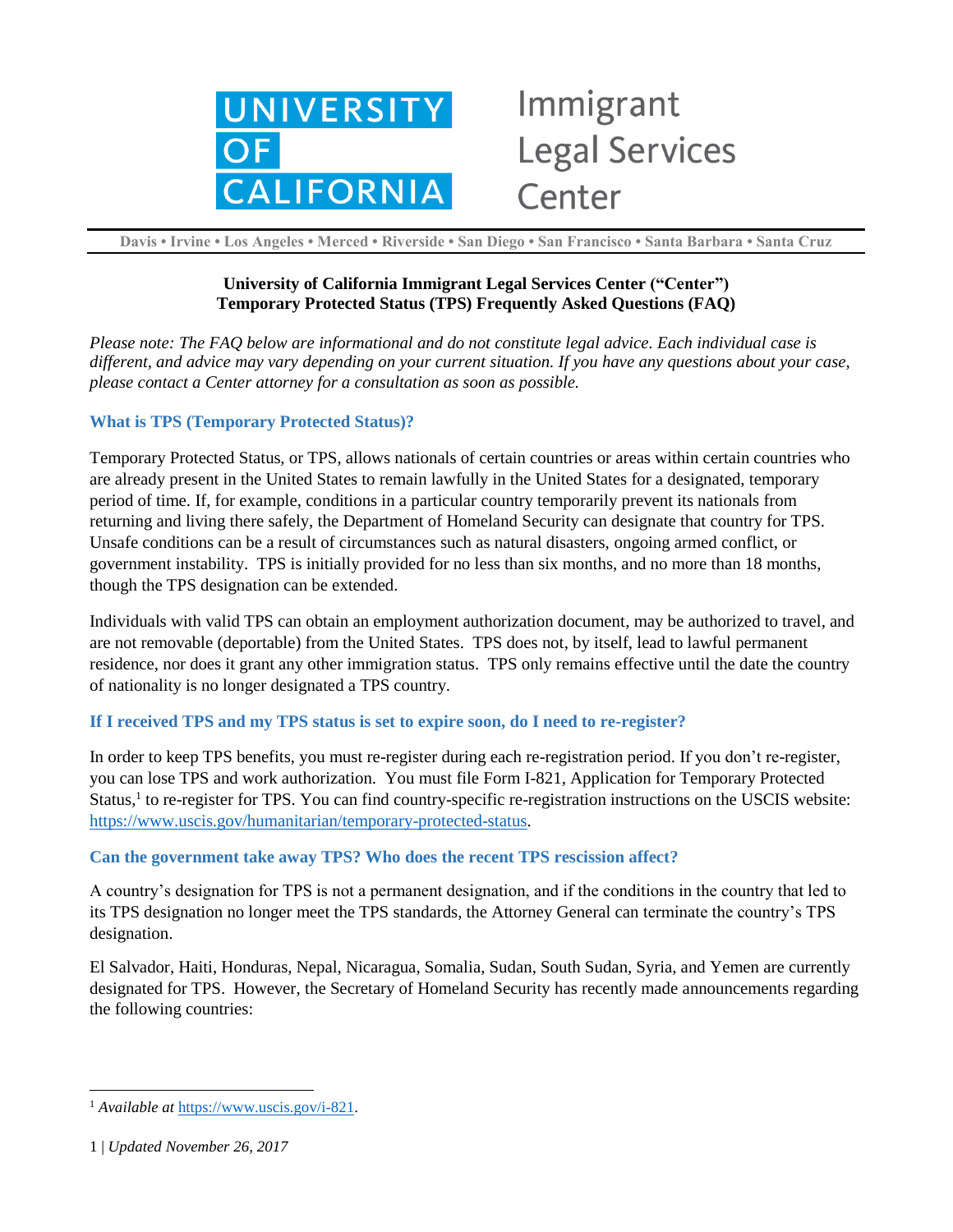# University of California Immigrant Legal Services Center

Davis • Irvine • Los Angeles • Merced • Riverside • San Diego • San Francisco • Santa Barbara • Santa Cruz

**University of California Immigrant Legal Services Center ("Center")**
**Temporary Protected Status (TPS) Frequently Asked Questions (FAQ)**

*Please note: The FAQ below are informational and do not constitute legal advice. Each individual case is different, and advice may vary depending on your current situation. If you have any questions about your case, please contact a Center attorney for a consultation as soon as possible.*

### What is TPS (Temporary Protected Status)?

Temporary Protected Status, or TPS, allows nationals of certain countries or areas within certain countries who are already present in the United States to remain lawfully in the United States for a designated, temporary period of time. If, for example, conditions in a particular country temporarily prevent its nationals from returning and living there safely, the Department of Homeland Security can designate that country for TPS. Unsafe conditions can be a result of circumstances such as natural disasters, ongoing armed conflict, or government instability. TPS is initially provided for no less than six months, and no more than 18 months, though the TPS designation can be extended.

Individuals with valid TPS can obtain an employment authorization document, may be authorized to travel, and are not removable (deportable) from the United States. TPS does not, by itself, lead to lawful permanent residence, nor does it grant any other immigration status. TPS only remains effective until the date the country of nationality is no longer designated a TPS country.

### If I received TPS and my TPS status is set to expire soon, do I need to re-register?

In order to keep TPS benefits, you must re-register during each re-registration period. If you don't re-register, you can lose TPS and work authorization. You must file Form I-821, Application for Temporary Protected Status,[1] to re-register for TPS. You can find country-specific re-registration instructions on the USCIS website: https://www.uscis.gov/humanitarian/temporary-protected-status.

### Can the government take away TPS? Who does the recent TPS rescission affect?

A country's designation for TPS is not a permanent designation, and if the conditions in the country that led to its TPS designation no longer meet the TPS standards, the Attorney General can terminate the country's TPS designation.

El Salvador, Haiti, Honduras, Nepal, Nicaragua, Somalia, Sudan, South Sudan, Syria, and Yemen are currently designated for TPS. However, the Secretary of Homeland Security has recently made announcements regarding the following countries:

---

[1] *Available at* https://www.uscis.gov/i-821.

*Updated November 26, 2017*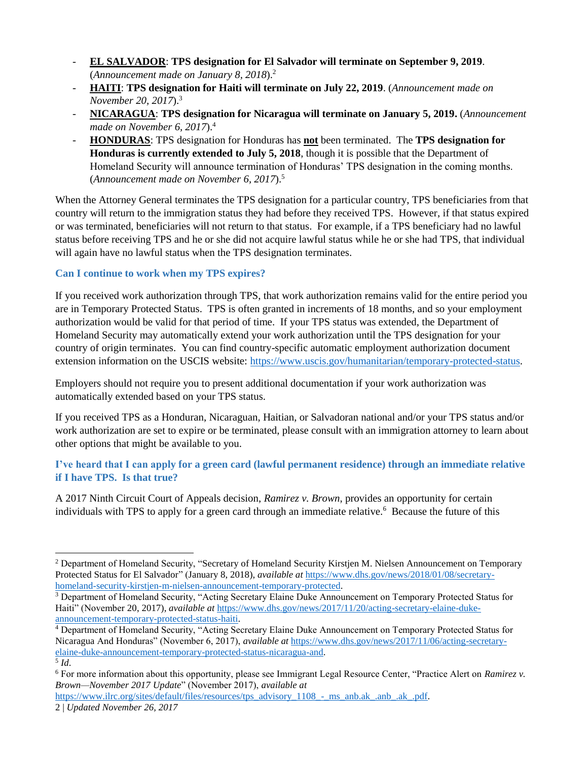- **EL SALVADOR**: **TPS designation for El Salvador will terminate on September 9, 2019**. (*Announcement made on January 8, 2018*).[2]
- **HAITI**: **TPS designation for Haiti will terminate on July 22, 2019**. (*Announcement made on November 20, 2017*).[3]
- **NICARAGUA**: **TPS designation for Nicaragua will terminate on January 5, 2019.** (*Announcement made on November 6, 2017*).[4]
- **HONDURAS**: TPS designation for Honduras has **not** been terminated. The **TPS designation for Honduras is currently extended to July 5, 2018**, though it is possible that the Department of Homeland Security will announce termination of Honduras' TPS designation in the coming months. (*Announcement made on November 6, 2017*).[5]

When the Attorney General terminates the TPS designation for a particular country, TPS beneficiaries from that country will return to the immigration status they had before they received TPS. However, if that status expired or was terminated, beneficiaries will not return to that status. For example, if a TPS beneficiary had no lawful status before receiving TPS and he or she did not acquire lawful status while he or she had TPS, that individual will again have no lawful status when the TPS designation terminates.

### Can I continue to work when my TPS expires?

If you received work authorization through TPS, that work authorization remains valid for the entire period you are in Temporary Protected Status. TPS is often granted in increments of 18 months, and so your employment authorization would be valid for that period of time. If your TPS status was extended, the Department of Homeland Security may automatically extend your work authorization until the TPS designation for your country of origin terminates. You can find country-specific automatic employment authorization document extension information on the USCIS website: https://www.uscis.gov/humanitarian/temporary-protected-status.

Employers should not require you to present additional documentation if your work authorization was automatically extended based on your TPS status.

If you received TPS as a Honduran, Nicaraguan, Haitian, or Salvadoran national and/or your TPS status and/or work authorization are set to expire or be terminated, please consult with an immigration attorney to learn about other options that might be available to you.

### I've heard that I can apply for a green card (lawful permanent residence) through an immediate relative if I have TPS. Is that true?

A 2017 Ninth Circuit Court of Appeals decision, *Ramirez v. Brown*, provides an opportunity for certain individuals with TPS to apply for a green card through an immediate relative.[6] Because the future of this

---

[2] Department of Homeland Security, "Secretary of Homeland Security Kirstjen M. Nielsen Announcement on Temporary Protected Status for El Salvador" (January 8, 2018), *available at* https://www.dhs.gov/news/2018/01/08/secretary-homeland-security-kirstjen-m-nielsen-announcement-temporary-protected.

[3] Department of Homeland Security, "Acting Secretary Elaine Duke Announcement on Temporary Protected Status for Haiti" (November 20, 2017), *available at* https://www.dhs.gov/news/2017/11/20/acting-secretary-elaine-duke-announcement-temporary-protected-status-haiti.

[4] Department of Homeland Security, "Acting Secretary Elaine Duke Announcement on Temporary Protected Status for Nicaragua And Honduras" (November 6, 2017), *available at* https://www.dhs.gov/news/2017/11/06/acting-secretary-elaine-duke-announcement-temporary-protected-status-nicaragua-and.

[5] *Id.*

[6] For more information about this opportunity, please see Immigrant Legal Resource Center, "Practice Alert on *Ramirez v. Brown—November 2017 Update*" (November 2017), *available at* https://www.ilrc.org/sites/default/files/resources/tps_advisory_1108_-_ms_anb.ak_.anb_.ak_.pdf.

*Updated November 26, 2017*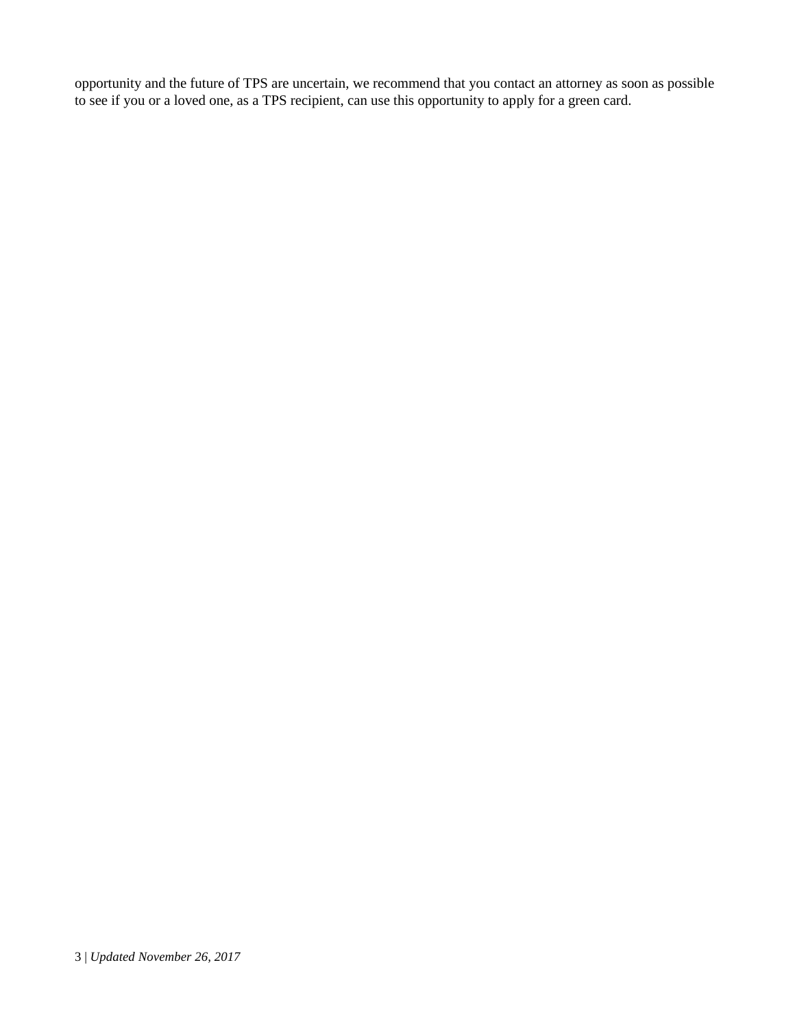opportunity and the future of TPS are uncertain, we recommend that you contact an attorney as soon as possible to see if you or a loved one, as a TPS recipient, can use this opportunity to apply for a green card.